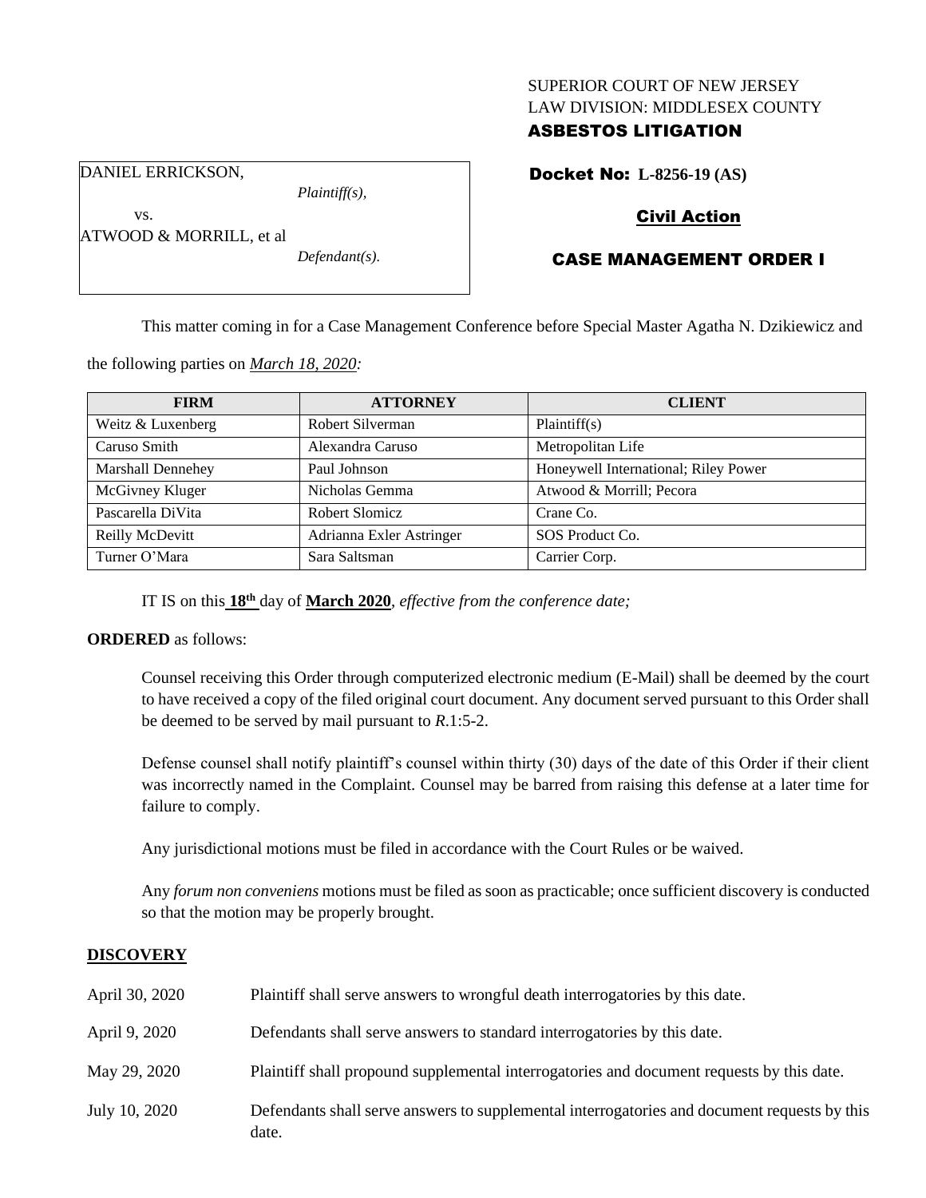SUPERIOR COURT OF NEW JERSEY
LAW DIVISION: MIDDLESEX COUNTY
**ASBESTOS LITIGATION**

DANIEL ERRICKSON,
*Plaintiff(s),*
vs.
ATWOOD & MORRILL, et al
*Defendant(s).*

**Docket No: L-8256-19 (AS)**

**Civil Action**

**CASE MANAGEMENT ORDER I**

This matter coming in for a Case Management Conference before Special Master Agatha N. Dzikiewicz and the following parties on *March 18, 2020:*

| FIRM | ATTORNEY | CLIENT |
| --- | --- | --- |
| Weitz & Luxenberg | Robert Silverman | Plaintiff(s) |
| Caruso Smith | Alexandra Caruso | Metropolitan Life |
| Marshall Dennehey | Paul Johnson | Honeywell International; Riley Power |
| McGivney Kluger | Nicholas Gemma | Atwood & Morrill; Pecora |
| Pascarella DiVita | Robert Slomicz | Crane Co. |
| Reilly McDevitt | Adrianna Exler Astringer | SOS Product Co. |
| Turner O'Mara | Sara Saltsman | Carrier Corp. |

IT IS on this **18th** day of **March 2020**, *effective from the conference date;*

**ORDERED** as follows:

Counsel receiving this Order through computerized electronic medium (E-Mail) shall be deemed by the court to have received a copy of the filed original court document. Any document served pursuant to this Order shall be deemed to be served by mail pursuant to *R*.1:5-2.

Defense counsel shall notify plaintiff's counsel within thirty (30) days of the date of this Order if their client was incorrectly named in the Complaint. Counsel may be barred from raising this defense at a later time for failure to comply.

Any jurisdictional motions must be filed in accordance with the Court Rules or be waived.

Any *forum non conveniens* motions must be filed as soon as practicable; once sufficient discovery is conducted so that the motion may be properly brought.

## DISCOVERY

| | |
| --- | --- |
| April 30, 2020 | Plaintiff shall serve answers to wrongful death interrogatories by this date. |
| April 9, 2020 | Defendants shall serve answers to standard interrogatories by this date. |
| May 29, 2020 | Plaintiff shall propound supplemental interrogatories and document requests by this date. |
| July 10, 2020 | Defendants shall serve answers to supplemental interrogatories and document requests by this date. |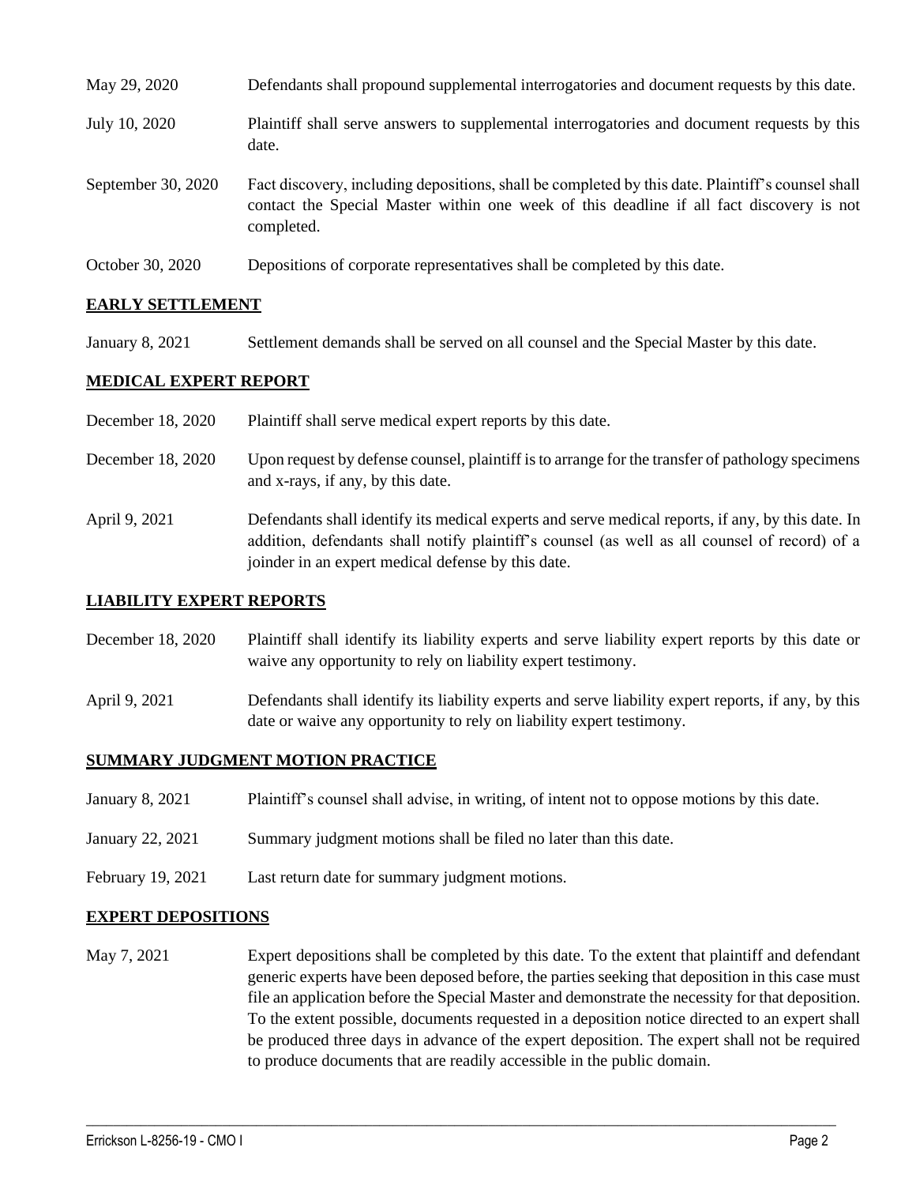| | |
|---|---|
| May 29, 2020 | Defendants shall propound supplemental interrogatories and document requests by this date. |
| July 10, 2020 | Plaintiff shall serve answers to supplemental interrogatories and document requests by this date. |
| September 30, 2020 | Fact discovery, including depositions, shall be completed by this date. Plaintiff's counsel shall contact the Special Master within one week of this deadline if all fact discovery is not completed. |
| October 30, 2020 | Depositions of corporate representatives shall be completed by this date. |

**EARLY SETTLEMENT**

| | |
|---|---|
| January 8, 2021 | Settlement demands shall be served on all counsel and the Special Master by this date. |

**MEDICAL EXPERT REPORT**

| | |
|---|---|
| December 18, 2020 | Plaintiff shall serve medical expert reports by this date. |
| December 18, 2020 | Upon request by defense counsel, plaintiff is to arrange for the transfer of pathology specimens and x-rays, if any, by this date. |
| April 9, 2021 | Defendants shall identify its medical experts and serve medical reports, if any, by this date. In addition, defendants shall notify plaintiff's counsel (as well as all counsel of record) of a joinder in an expert medical defense by this date. |

**LIABILITY EXPERT REPORTS**

| | |
|---|---|
| December 18, 2020 | Plaintiff shall identify its liability experts and serve liability expert reports by this date or waive any opportunity to rely on liability expert testimony. |
| April 9, 2021 | Defendants shall identify its liability experts and serve liability expert reports, if any, by this date or waive any opportunity to rely on liability expert testimony. |

**SUMMARY JUDGMENT MOTION PRACTICE**

| | |
|---|---|
| January 8, 2021 | Plaintiff's counsel shall advise, in writing, of intent not to oppose motions by this date. |
| January 22, 2021 | Summary judgment motions shall be filed no later than this date. |
| February 19, 2021 | Last return date for summary judgment motions. |

**EXPERT DEPOSITIONS**

| | |
|---|---|
| May 7, 2021 | Expert depositions shall be completed by this date. To the extent that plaintiff and defendant generic experts have been deposed before, the parties seeking that deposition in this case must file an application before the Special Master and demonstrate the necessity for that deposition. To the extent possible, documents requested in a deposition notice directed to an expert shall be produced three days in advance of the expert deposition. The expert shall not be required to produce documents that are readily accessible in the public domain. |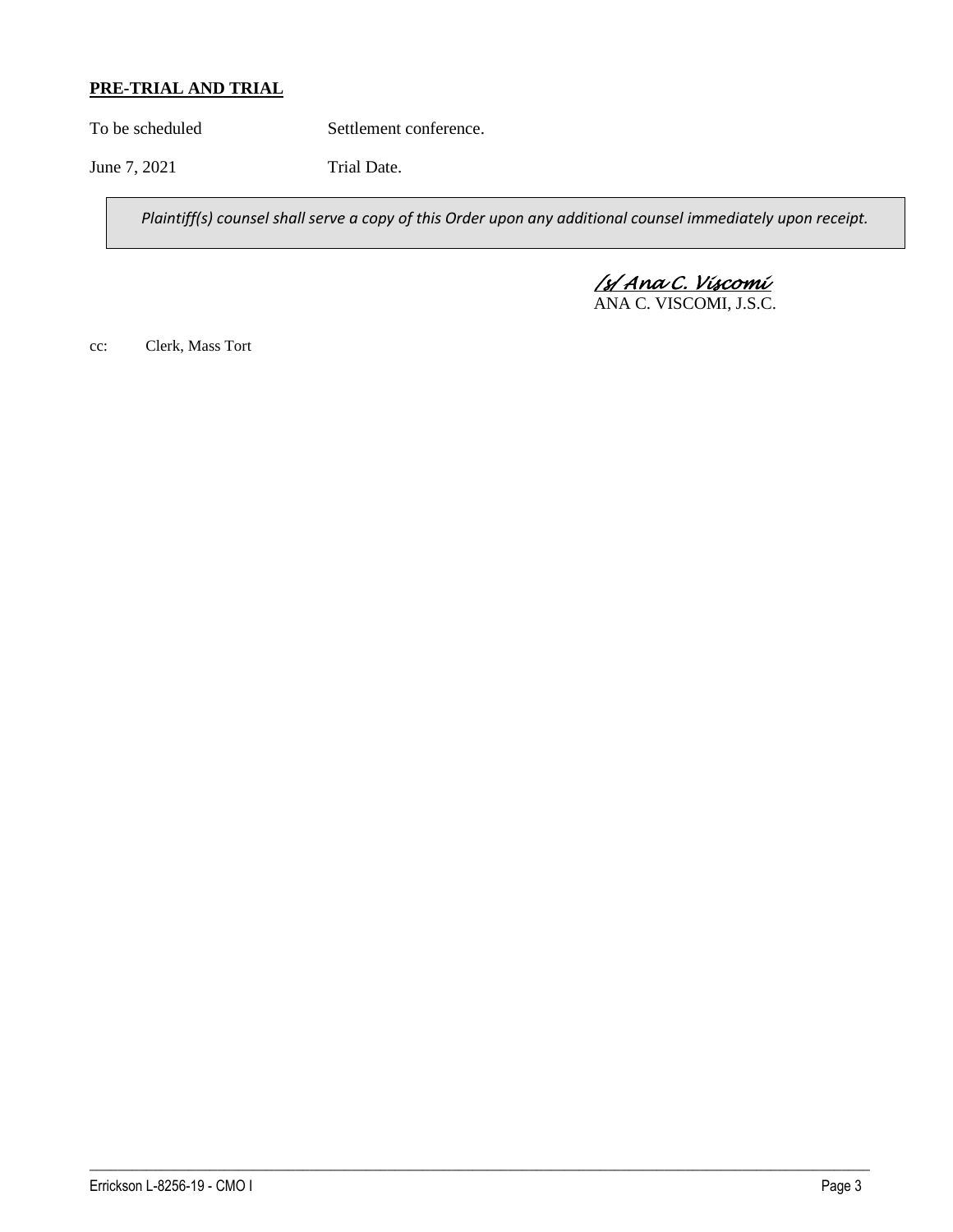**PRE-TRIAL AND TRIAL**

| | |
|---|---|
| To be scheduled | Settlement conference. |
| June 7, 2021 | Trial Date. |

*Plaintiff(s) counsel shall serve a copy of this Order upon any additional counsel immediately upon receipt.*

/s/ Ana C. Viscomi
ANA C. VISCOMI, J.S.C.

cc: Clerk, Mass Tort